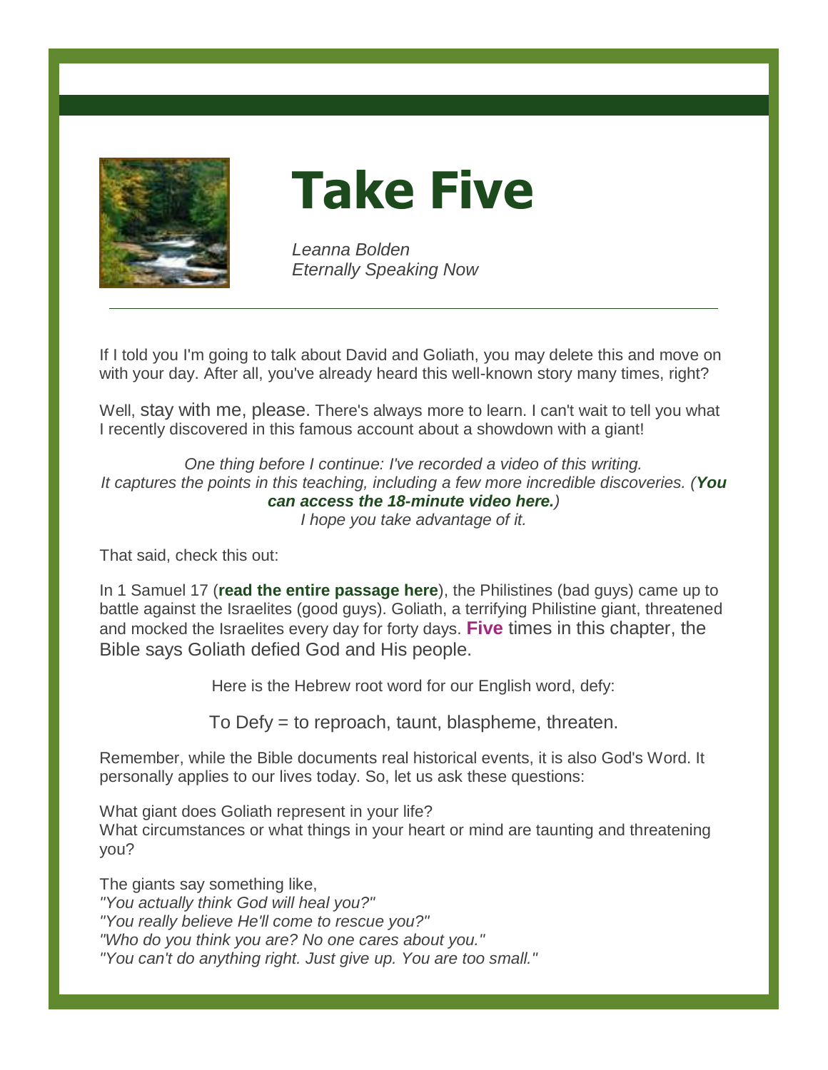# Take Five

*Leanna Bolden*
*Eternally Speaking Now*

---

If I told you I'm going to talk about David and Goliath, you may delete this and move on with your day. After all, you've already heard this well-known story many times, right?

Well, stay with me, please. There's always more to learn. I can't wait to tell you what I recently discovered in this famous account about a showdown with a giant!

*One thing before I continue: I've recorded a video of this writing. It captures the points in this teaching, including a few more incredible discoveries. (**You can access the 18-minute video here.**)*
*I hope you take advantage of it.*

That said, check this out:

In 1 Samuel 17 (**read the entire passage here**), the Philistines (bad guys) came up to battle against the Israelites (good guys). Goliath, a terrifying Philistine giant, threatened and mocked the Israelites every day for forty days. **Five** times in this chapter, the Bible says Goliath defied God and His people.

Here is the Hebrew root word for our English word, defy:

To Defy = to reproach, taunt, blaspheme, threaten.

Remember, while the Bible documents real historical events, it is also God's Word. It personally applies to our lives today. So, let us ask these questions:

What giant does Goliath represent in your life?
What circumstances or what things in your heart or mind are taunting and threatening you?

The giants say something like,
*"You actually think God will heal you?"*
*"You really believe He'll come to rescue you?"*
*"Who do you think you are? No one cares about you."*
*"You can't do anything right. Just give up. You are too small."*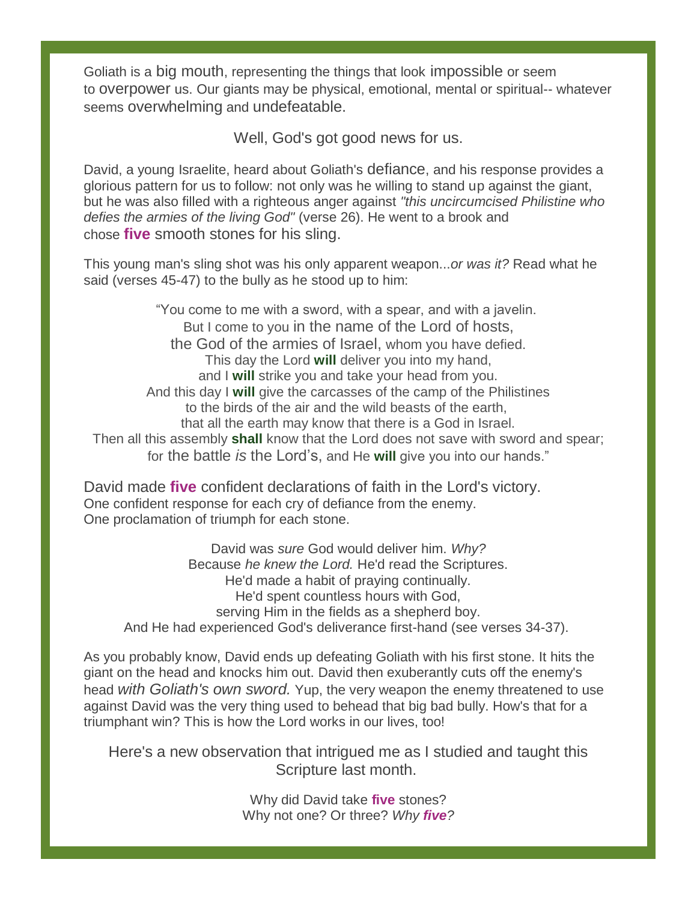Goliath is a big mouth, representing the things that look impossible or seem to overpower us. Our giants may be physical, emotional, mental or spiritual-- whatever seems overwhelming and undefeatable.

Well, God's got good news for us.

David, a young Israelite, heard about Goliath's defiance, and his response provides a glorious pattern for us to follow: not only was he willing to stand up against the giant, but he was also filled with a righteous anger against *"this uncircumcised Philistine who defies the armies of the living God"* (verse 26). He went to a brook and chose **five** smooth stones for his sling.

This young man's sling shot was his only apparent weapon...*or was it?* Read what he said (verses 45-47) to the bully as he stood up to him:

"You come to me with a sword, with a spear, and with a javelin.
But I come to you in the name of the Lord of hosts,
the God of the armies of Israel, whom you have defied.
This day the Lord **will** deliver you into my hand,
and I **will** strike you and take your head from you.
And this day I **will** give the carcasses of the camp of the Philistines
to the birds of the air and the wild beasts of the earth,
that all the earth may know that there is a God in Israel.
Then all this assembly **shall** know that the Lord does not save with sword and spear;
for the battle *is* the Lord's, and He **will** give you into our hands."

David made **five** confident declarations of faith in the Lord's victory.
One confident response for each cry of defiance from the enemy.
One proclamation of triumph for each stone.

David was *sure* God would deliver him. *Why?*
Because *he knew the Lord.* He'd read the Scriptures.
He'd made a habit of praying continually.
He'd spent countless hours with God,
serving Him in the fields as a shepherd boy.
And He had experienced God's deliverance first-hand (see verses 34-37).

As you probably know, David ends up defeating Goliath with his first stone. It hits the giant on the head and knocks him out. David then exuberantly cuts off the enemy's head *with Goliath's own sword.* Yup, the very weapon the enemy threatened to use against David was the very thing used to behead that big bad bully. How's that for a triumphant win? This is how the Lord works in our lives, too!

Here's a new observation that intrigued me as I studied and taught this Scripture last month.

Why did David take **five** stones?
Why not one? Or three? *Why **five**?*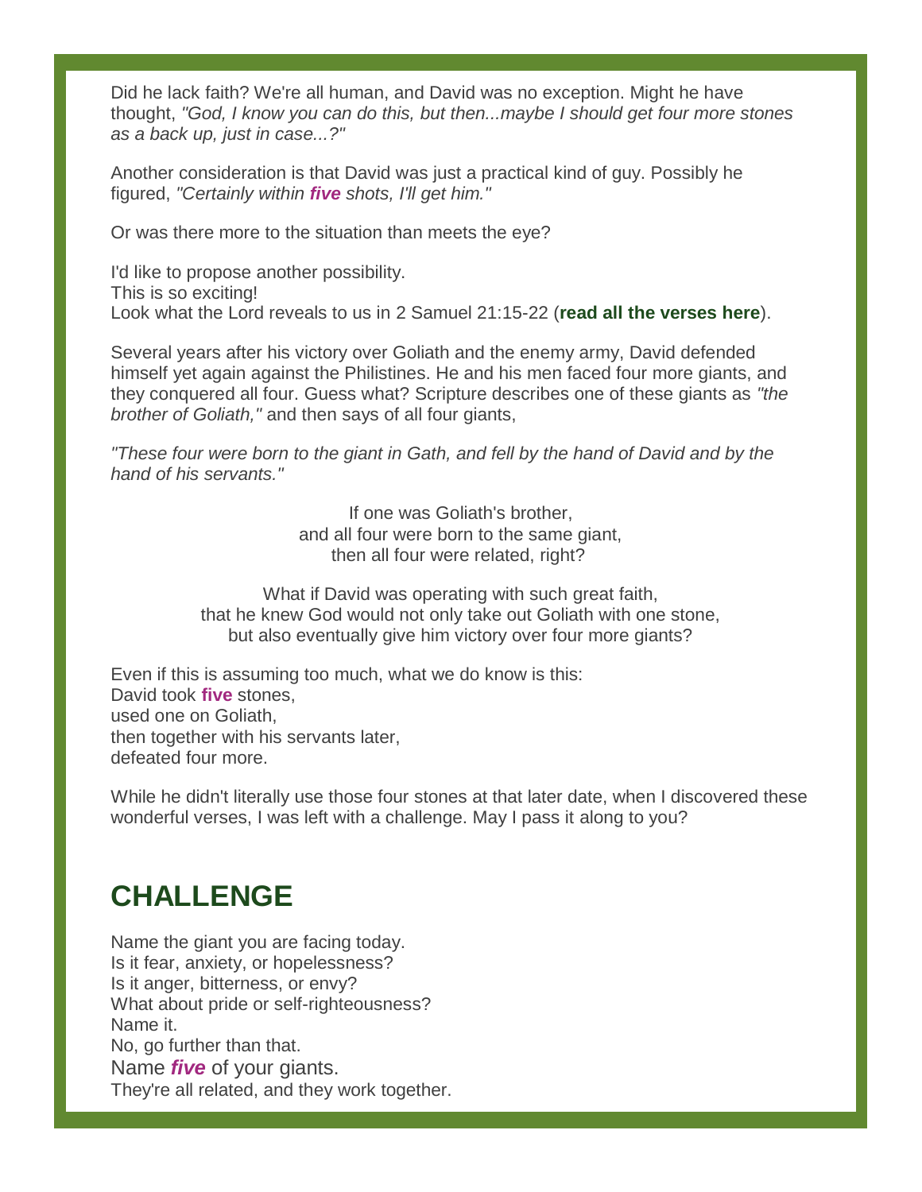Did he lack faith? We're all human, and David was no exception. Might he have thought, *"God, I know you can do this, but then...maybe I should get four more stones as a back up, just in case...?"*

Another consideration is that David was just a practical kind of guy. Possibly he figured, *"Certainly within **five** shots, I'll get him."*

Or was there more to the situation than meets the eye?

I'd like to propose another possibility.
This is so exciting!
Look what the Lord reveals to us in 2 Samuel 21:15-22 (**read all the verses here**).

Several years after his victory over Goliath and the enemy army, David defended himself yet again against the Philistines. He and his men faced four more giants, and they conquered all four. Guess what? Scripture describes one of these giants as *"the brother of Goliath,"* and then says of all four giants,

*"These four were born to the giant in Gath, and fell by the hand of David and by the hand of his servants."*

If one was Goliath's brother,
and all four were born to the same giant,
then all four were related, right?

What if David was operating with such great faith,
that he knew God would not only take out Goliath with one stone,
but also eventually give him victory over four more giants?

Even if this is assuming too much, what we do know is this:
David took **five** stones,
used one on Goliath,
then together with his servants later,
defeated four more.

While he didn't literally use those four stones at that later date, when I discovered these wonderful verses, I was left with a challenge. May I pass it along to you?

## CHALLENGE

Name the giant you are facing today.
Is it fear, anxiety, or hopelessness?
Is it anger, bitterness, or envy?
What about pride or self-righteousness?
Name it.
No, go further than that.
Name ***five*** of your giants.
They're all related, and they work together.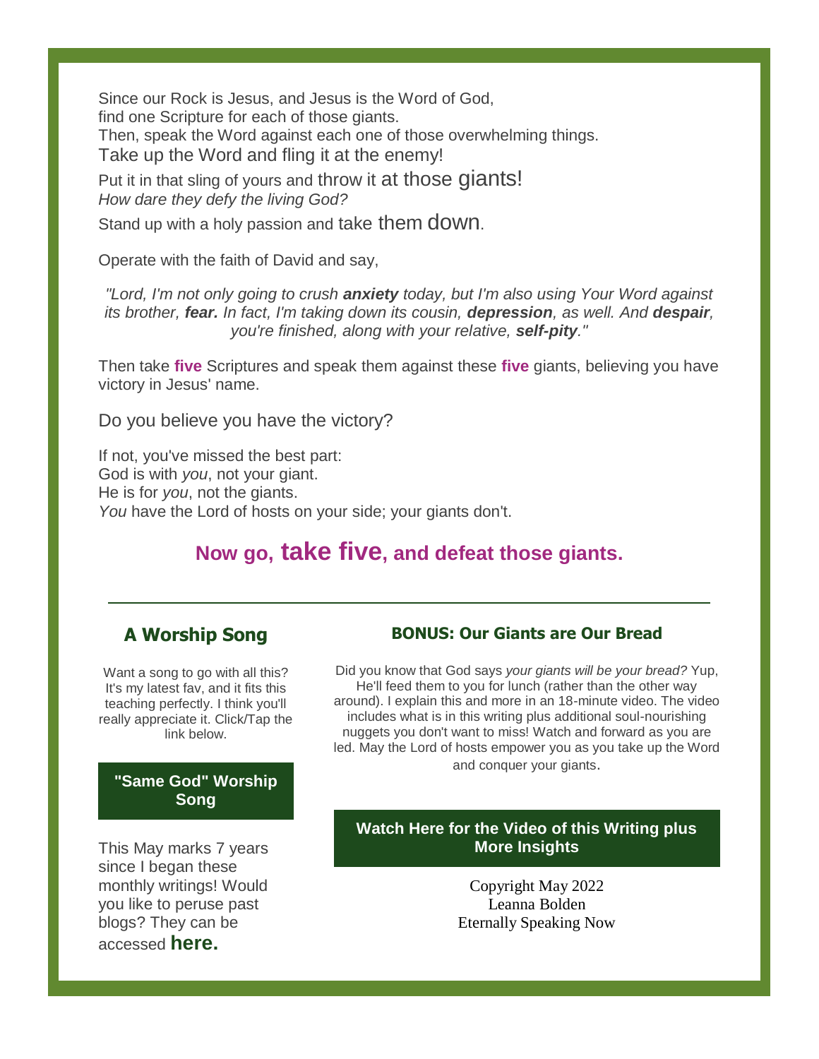Since our Rock is Jesus, and Jesus is the Word of God,
find one Scripture for each of those giants.
Then, speak the Word against each one of those overwhelming things.
Take up the Word and fling it at the enemy!
Put it in that sling of yours and throw it at those giants!
*How dare they defy the living God?*
Stand up with a holy passion and take them down.

Operate with the faith of David and say,

*"Lord, I'm not only going to crush **anxiety** today, but I'm also using Your Word against its brother, **fear.** In fact, I'm taking down its cousin, **depression**, as well. And **despair**, you're finished, along with your relative, **self-pity**."*

Then take **five** Scriptures and speak them against these **five** giants, believing you have victory in Jesus' name.

Do you believe you have the victory?

If not, you've missed the best part:
God is with *you*, not your giant.
He is for *you*, not the giants.
*You* have the Lord of hosts on your side; your giants don't.

## Now go, take five, and defeat those giants.

---

### A Worship Song

Want a song to go with all this? It's my latest fav, and it fits this teaching perfectly. I think you'll really appreciate it. Click/Tap the link below.

**"Same God" Worship Song**

This May marks 7 years since I began these monthly writings! Would you like to peruse past blogs? They can be accessed **here.**

### BONUS: Our Giants are Our Bread

Did you know that God says *your giants will be your bread?* Yup, He'll feed them to you for lunch (rather than the other way around). I explain this and more in an 18-minute video. The video includes what is in this writing plus additional soul-nourishing nuggets you don't want to miss! Watch and forward as you are led. May the Lord of hosts empower you as you take up the Word and conquer your giants.

**Watch Here for the Video of this Writing plus More Insights**

Copyright May 2022
Leanna Bolden
Eternally Speaking Now